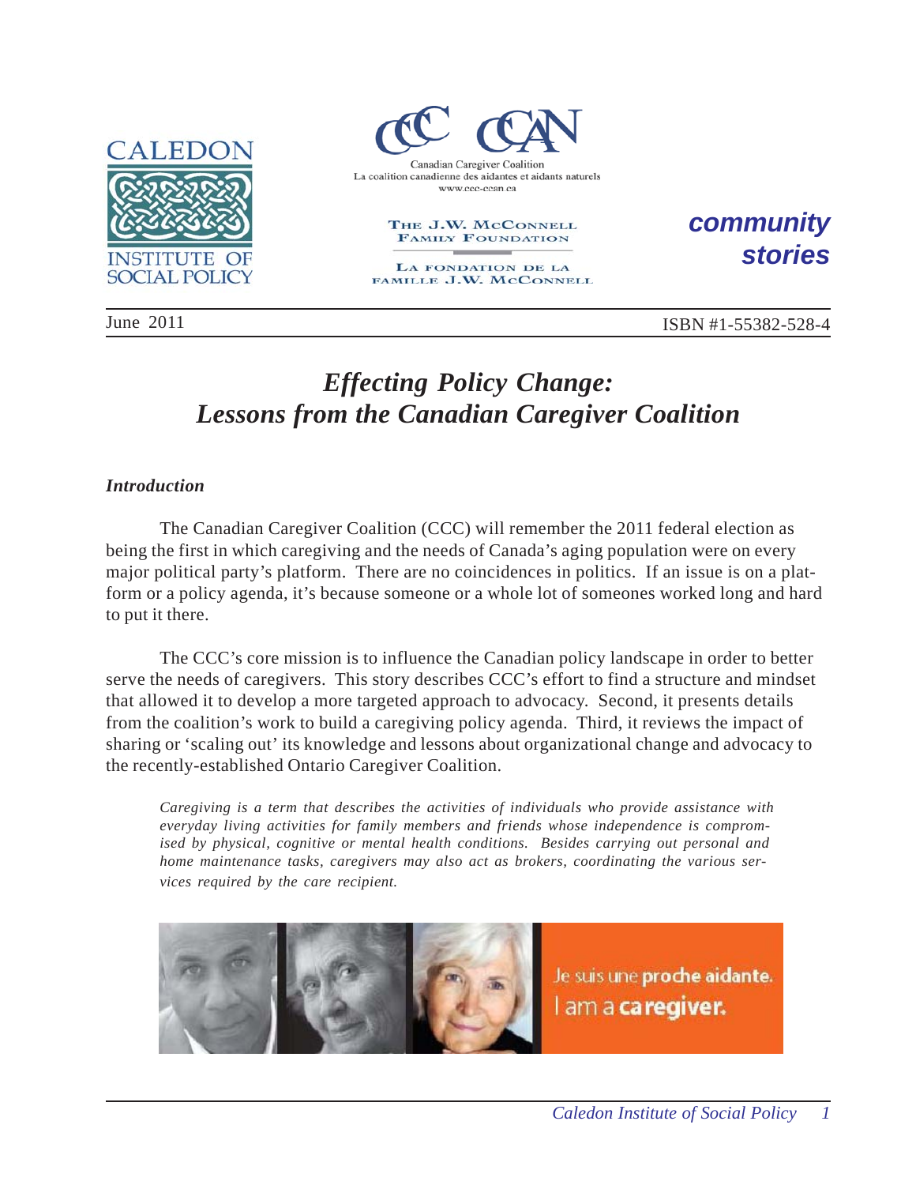CALEDON INSTITUTE OF SOCIAL POLICY

Canadian Caregiver Coalition
La coalition canadienne des aidantes et aidants naturels
www.ccc-ccan.ca

THE J.W. McCONNELL FAMILY FOUNDATION
LA FONDATION DE LA FAMILLE J.W. McCONNELL

***community stories***

June 2011

ISBN #1-55382-528-4

# *Effecting Policy Change: Lessons from the Canadian Caregiver Coalition*

### *Introduction*

The Canadian Caregiver Coalition (CCC) will remember the 2011 federal election as being the first in which caregiving and the needs of Canada's aging population were on every major political party's platform. There are no coincidences in politics. If an issue is on a platform or a policy agenda, it's because someone or a whole lot of someones worked long and hard to put it there.

The CCC's core mission is to influence the Canadian policy landscape in order to better serve the needs of caregivers. This story describes CCC's effort to find a structure and mindset that allowed it to develop a more targeted approach to advocacy. Second, it presents details from the coalition's work to build a caregiving policy agenda. Third, it reviews the impact of sharing or 'scaling out' its knowledge and lessons about organizational change and advocacy to the recently-established Ontario Caregiver Coalition.

*Caregiving is a term that describes the activities of individuals who provide assistance with everyday living activities for family members and friends whose independence is compromised by physical, cognitive or mental health conditions. Besides carrying out personal and home maintenance tasks, caregivers may also act as brokers, coordinating the various services required by the care recipient.*

Je suis une proche aidante.
I am a caregiver.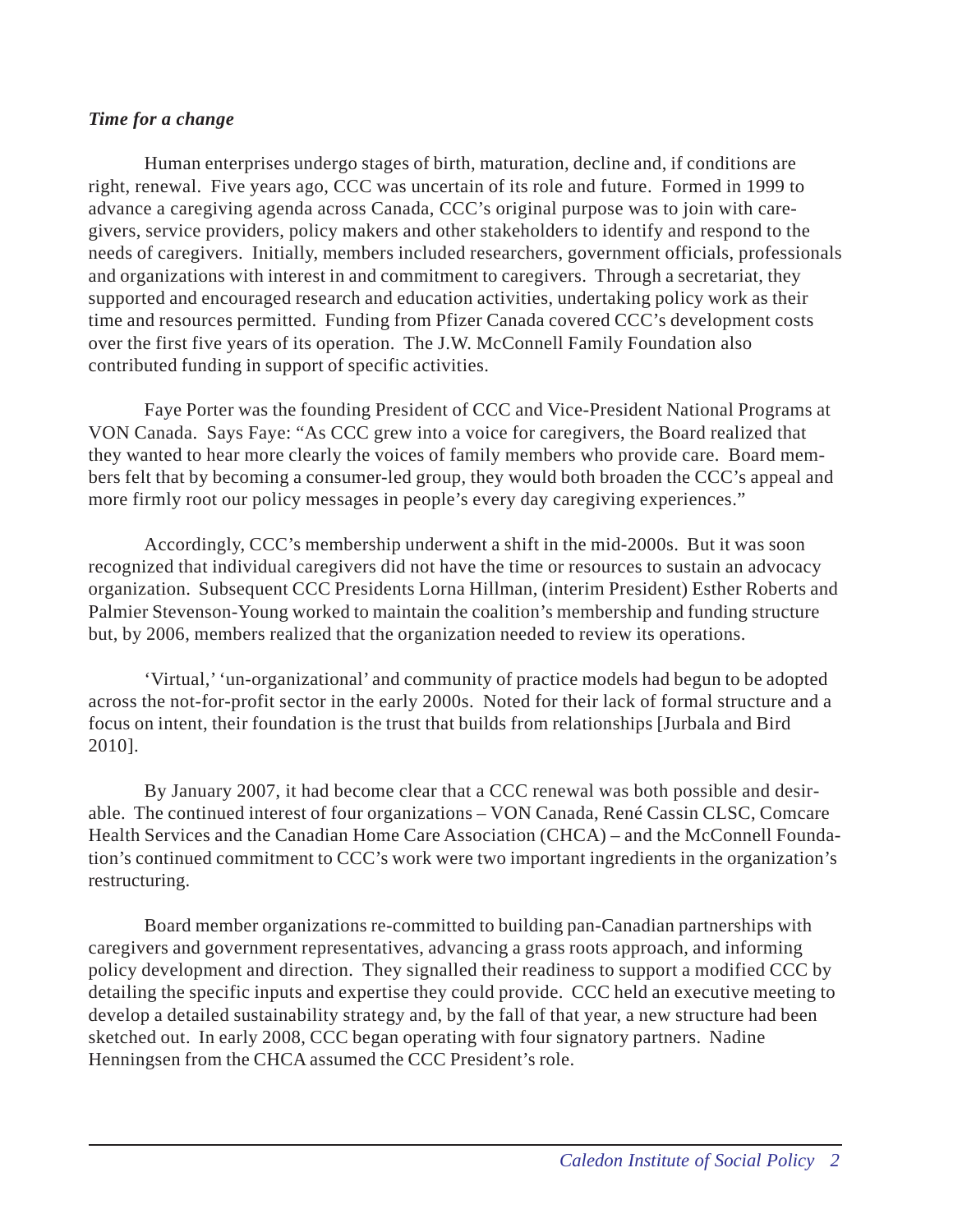*Time for a change*

Human enterprises undergo stages of birth, maturation, decline and, if conditions are right, renewal. Five years ago, CCC was uncertain of its role and future. Formed in 1999 to advance a caregiving agenda across Canada, CCC's original purpose was to join with caregivers, service providers, policy makers and other stakeholders to identify and respond to the needs of caregivers. Initially, members included researchers, government officials, professionals and organizations with interest in and commitment to caregivers. Through a secretariat, they supported and encouraged research and education activities, undertaking policy work as their time and resources permitted. Funding from Pfizer Canada covered CCC's development costs over the first five years of its operation. The J.W. McConnell Family Foundation also contributed funding in support of specific activities.

Faye Porter was the founding President of CCC and Vice-President National Programs at VON Canada. Says Faye: "As CCC grew into a voice for caregivers, the Board realized that they wanted to hear more clearly the voices of family members who provide care. Board members felt that by becoming a consumer-led group, they would both broaden the CCC's appeal and more firmly root our policy messages in people's every day caregiving experiences."

Accordingly, CCC's membership underwent a shift in the mid-2000s. But it was soon recognized that individual caregivers did not have the time or resources to sustain an advocacy organization. Subsequent CCC Presidents Lorna Hillman, (interim President) Esther Roberts and Palmier Stevenson-Young worked to maintain the coalition's membership and funding structure but, by 2006, members realized that the organization needed to review its operations.

'Virtual,' 'un-organizational' and community of practice models had begun to be adopted across the not-for-profit sector in the early 2000s. Noted for their lack of formal structure and a focus on intent, their foundation is the trust that builds from relationships [Jurbala and Bird 2010].

By January 2007, it had become clear that a CCC renewal was both possible and desirable. The continued interest of four organizations – VON Canada, René Cassin CLSC, Comcare Health Services and the Canadian Home Care Association (CHCA) – and the McConnell Foundation's continued commitment to CCC's work were two important ingredients in the organization's restructuring.

Board member organizations re-committed to building pan-Canadian partnerships with caregivers and government representatives, advancing a grass roots approach, and informing policy development and direction. They signalled their readiness to support a modified CCC by detailing the specific inputs and expertise they could provide. CCC held an executive meeting to develop a detailed sustainability strategy and, by the fall of that year, a new structure had been sketched out. In early 2008, CCC began operating with four signatory partners. Nadine Henningsen from the CHCA assumed the CCC President's role.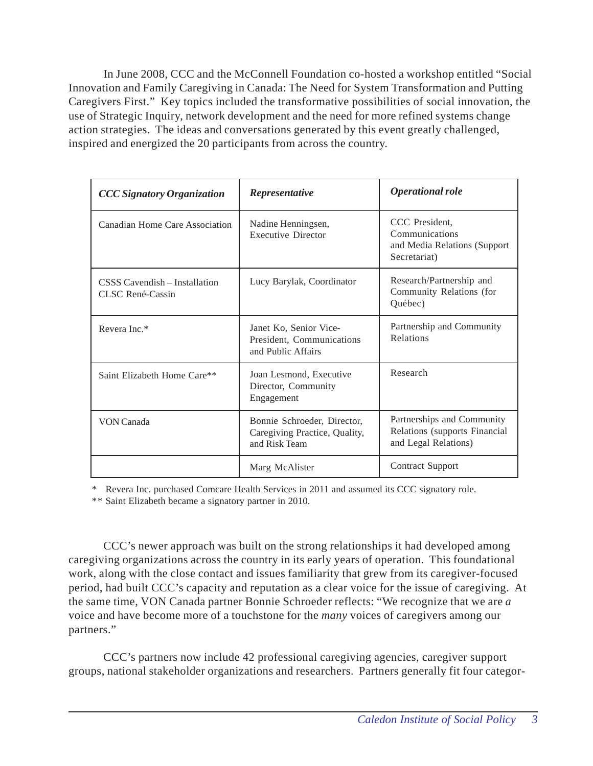In June 2008, CCC and the McConnell Foundation co-hosted a workshop entitled "Social Innovation and Family Caregiving in Canada: The Need for System Transformation and Putting Caregivers First." Key topics included the transformative possibilities of social innovation, the use of Strategic Inquiry, network development and the need for more refined systems change action strategies. The ideas and conversations generated by this event greatly challenged, inspired and energized the 20 participants from across the country.

| *CCC Signatory Organization* | *Representative* | *Operational role* |
| --- | --- | --- |
| Canadian Home Care Association | Nadine Henningsen, Executive Director | CCC President, Communications and Media Relations (Support Secretariat) |
| CSSS Cavendish – Installation CLSC René-Cassin | Lucy Barylak, Coordinator | Research/Partnership and Community Relations (for Québec) |
| Revera Inc.* | Janet Ko, Senior Vice-President, Communications and Public Affairs | Partnership and Community Relations |
| Saint Elizabeth Home Care** | Joan Lesmond, Executive Director, Community Engagement | Research |
| VON Canada | Bonnie Schroeder, Director, Caregiving Practice, Quality, and Risk Team | Partnerships and Community Relations (supports Financial and Legal Relations) |
| | Marg McAlister | Contract Support |

\* Revera Inc. purchased Comcare Health Services in 2011 and assumed its CCC signatory role.

** Saint Elizabeth became a signatory partner in 2010.

CCC's newer approach was built on the strong relationships it had developed among caregiving organizations across the country in its early years of operation. This foundational work, along with the close contact and issues familiarity that grew from its caregiver-focused period, had built CCC's capacity and reputation as a clear voice for the issue of caregiving. At the same time, VON Canada partner Bonnie Schroeder reflects: "We recognize that we are *a* voice and have become more of a touchstone for the *many* voices of caregivers among our partners."

CCC's partners now include 42 professional caregiving agencies, caregiver support groups, national stakeholder organizations and researchers. Partners generally fit four categor-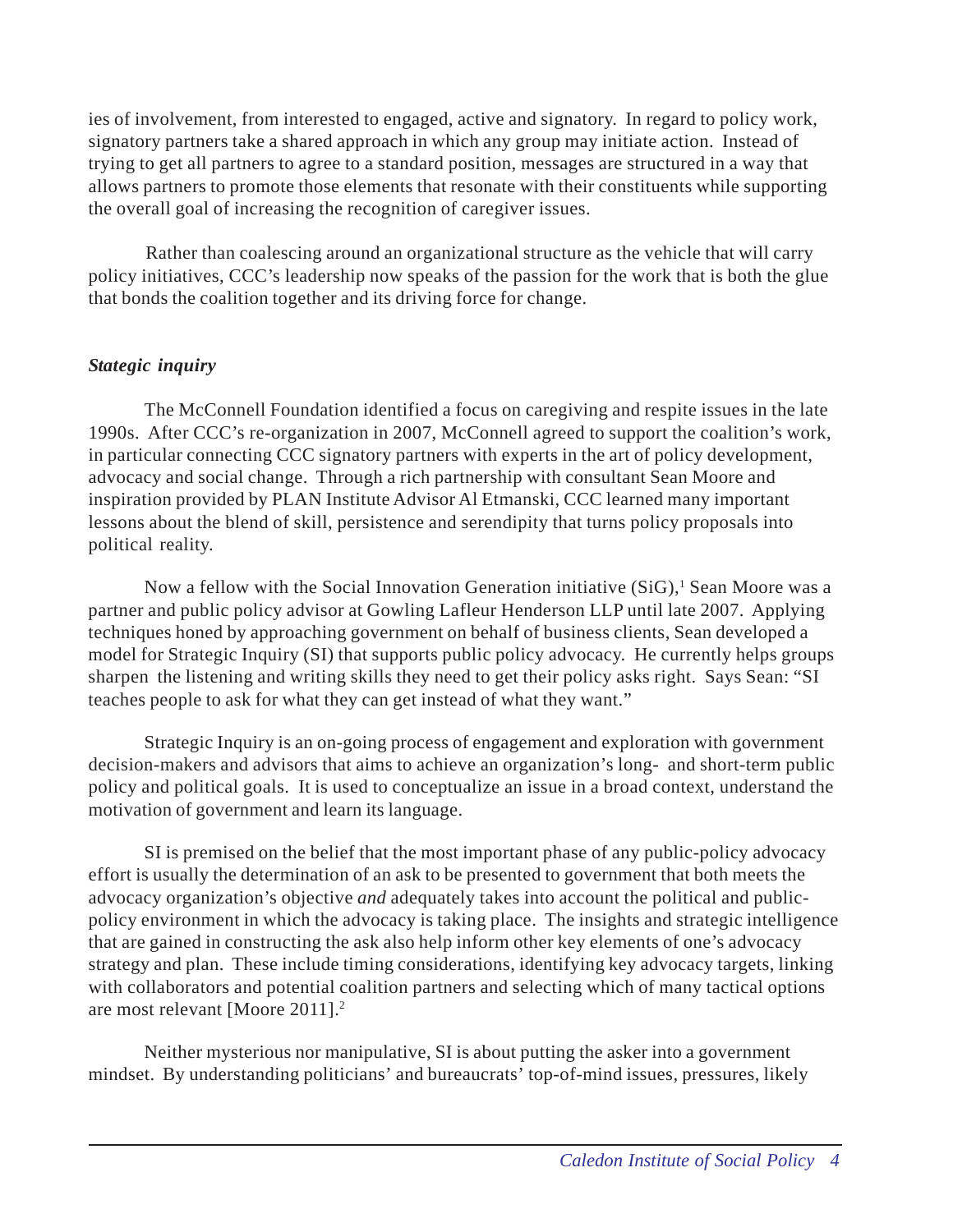ies of involvement, from interested to engaged, active and signatory. In regard to policy work, signatory partners take a shared approach in which any group may initiate action. Instead of trying to get all partners to agree to a standard position, messages are structured in a way that allows partners to promote those elements that resonate with their constituents while supporting the overall goal of increasing the recognition of caregiver issues.

Rather than coalescing around an organizational structure as the vehicle that will carry policy initiatives, CCC's leadership now speaks of the passion for the work that is both the glue that bonds the coalition together and its driving force for change.

***Stategic inquiry***

The McConnell Foundation identified a focus on caregiving and respite issues in the late 1990s. After CCC's re-organization in 2007, McConnell agreed to support the coalition's work, in particular connecting CCC signatory partners with experts in the art of policy development, advocacy and social change. Through a rich partnership with consultant Sean Moore and inspiration provided by PLAN Institute Advisor Al Etmanski, CCC learned many important lessons about the blend of skill, persistence and serendipity that turns policy proposals into political reality.

Now a fellow with the Social Innovation Generation initiative (SiG),[1] Sean Moore was a partner and public policy advisor at Gowling Lafleur Henderson LLP until late 2007. Applying techniques honed by approaching government on behalf of business clients, Sean developed a model for Strategic Inquiry (SI) that supports public policy advocacy. He currently helps groups sharpen the listening and writing skills they need to get their policy asks right. Says Sean: "SI teaches people to ask for what they can get instead of what they want."

Strategic Inquiry is an on-going process of engagement and exploration with government decision-makers and advisors that aims to achieve an organization's long- and short-term public policy and political goals. It is used to conceptualize an issue in a broad context, understand the motivation of government and learn its language.

SI is premised on the belief that the most important phase of any public-policy advocacy effort is usually the determination of an ask to be presented to government that both meets the advocacy organization's objective *and* adequately takes into account the political and public-policy environment in which the advocacy is taking place. The insights and strategic intelligence that are gained in constructing the ask also help inform other key elements of one's advocacy strategy and plan. These include timing considerations, identifying key advocacy targets, linking with collaborators and potential coalition partners and selecting which of many tactical options are most relevant [Moore 2011].[2]

Neither mysterious nor manipulative, SI is about putting the asker into a government mindset. By understanding politicians' and bureaucrats' top-of-mind issues, pressures, likely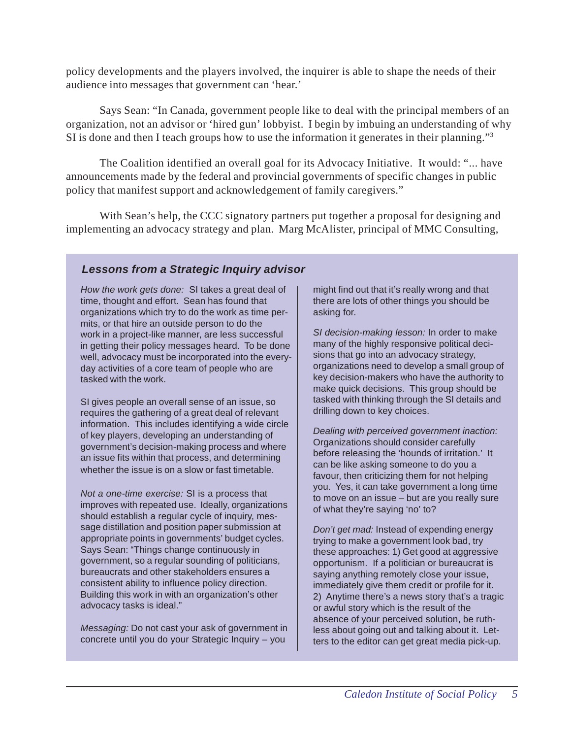policy developments and the players involved, the inquirer is able to shape the needs of their audience into messages that government can 'hear.'

Says Sean: "In Canada, government people like to deal with the principal members of an organization, not an advisor or 'hired gun' lobbyist. I begin by imbuing an understanding of why SI is done and then I teach groups how to use the information it generates in their planning."[3]

The Coalition identified an overall goal for its Advocacy Initiative. It would: "... have announcements made by the federal and provincial governments of specific changes in public policy that manifest support and acknowledgement of family caregivers."

With Sean's help, the CCC signatory partners put together a proposal for designing and implementing an advocacy strategy and plan. Marg McAlister, principal of MMC Consulting,

### *Lessons from a Strategic Inquiry advisor*

*How the work gets done:* SI takes a great deal of time, thought and effort. Sean has found that organizations which try to do the work as time permits, or that hire an outside person to do the work in a project-like manner, are less successful in getting their policy messages heard. To be done well, advocacy must be incorporated into the everyday activities of a core team of people who are tasked with the work.

SI gives people an overall sense of an issue, so requires the gathering of a great deal of relevant information. This includes identifying a wide circle of key players, developing an understanding of government's decision-making process and where an issue fits within that process, and determining whether the issue is on a slow or fast timetable.

*Not a one-time exercise:* SI is a process that improves with repeated use. Ideally, organizations should establish a regular cycle of inquiry, message distillation and position paper submission at appropriate points in governments' budget cycles. Says Sean: "Things change continuously in government, so a regular sounding of politicians, bureaucrats and other stakeholders ensures a consistent ability to influence policy direction. Building this work in with an organization's other advocacy tasks is ideal."

*Messaging:* Do not cast your ask of government in concrete until you do your Strategic Inquiry – you might find out that it's really wrong and that there are lots of other things you should be asking for.

*SI decision-making lesson:* In order to make many of the highly responsive political decisions that go into an advocacy strategy, organizations need to develop a small group of key decision-makers who have the authority to make quick decisions. This group should be tasked with thinking through the SI details and drilling down to key choices.

*Dealing with perceived government inaction:* Organizations should consider carefully before releasing the 'hounds of irritation.' It can be like asking someone to do you a favour, then criticizing them for not helping you. Yes, it can take government a long time to move on an issue – but are you really sure of what they're saying 'no' to?

*Don't get mad:* Instead of expending energy trying to make a government look bad, try these approaches: 1) Get good at aggressive opportunism. If a politician or bureaucrat is saying anything remotely close your issue, immediately give them credit or profile for it. 2) Anytime there's a news story that's a tragic or awful story which is the result of the absence of your perceived solution, be ruthless about going out and talking about it. Letters to the editor can get great media pick-up.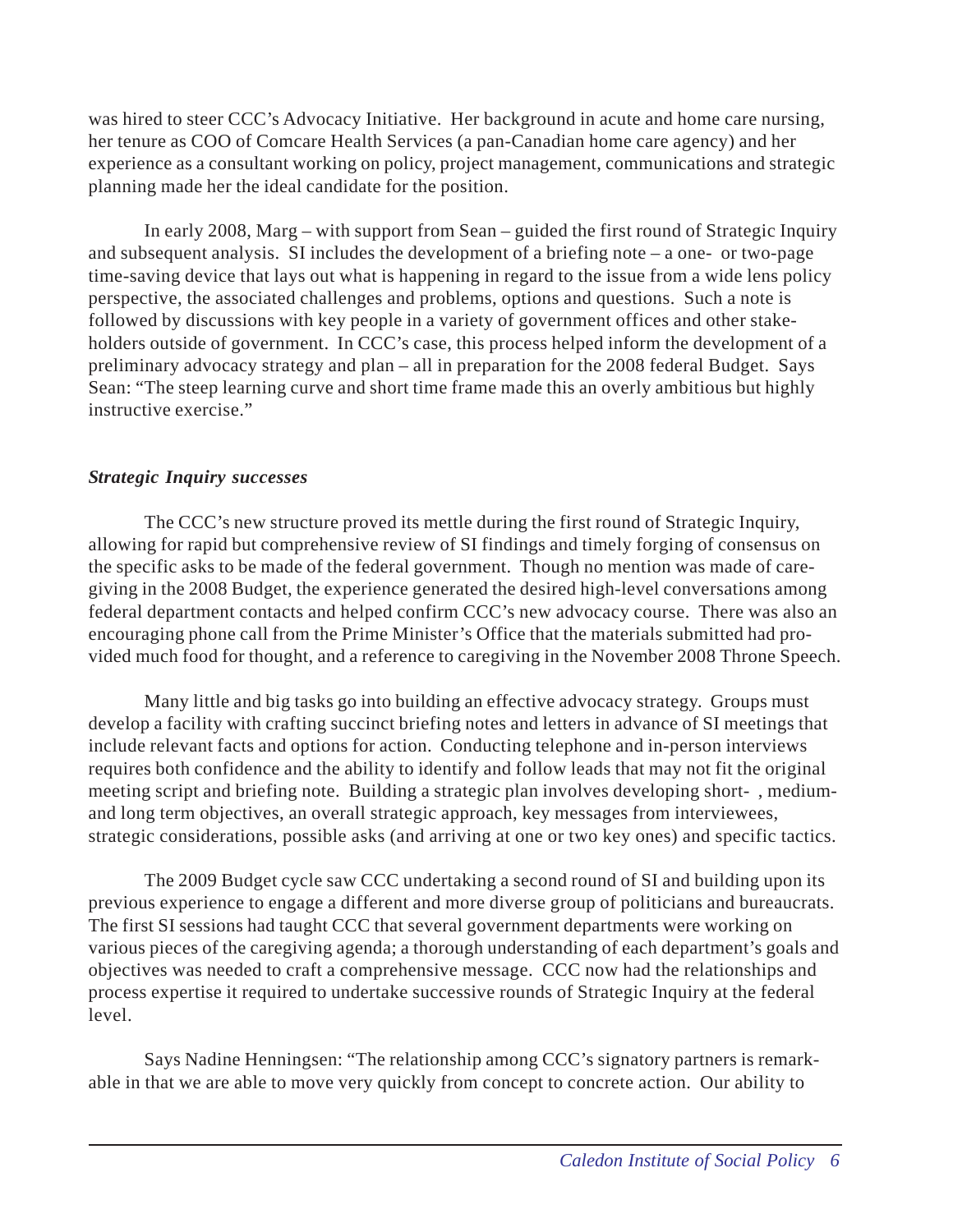was hired to steer CCC's Advocacy Initiative. Her background in acute and home care nursing, her tenure as COO of Comcare Health Services (a pan-Canadian home care agency) and her experience as a consultant working on policy, project management, communications and strategic planning made her the ideal candidate for the position.

In early 2008, Marg – with support from Sean – guided the first round of Strategic Inquiry and subsequent analysis. SI includes the development of a briefing note – a one- or two-page time-saving device that lays out what is happening in regard to the issue from a wide lens policy perspective, the associated challenges and problems, options and questions. Such a note is followed by discussions with key people in a variety of government offices and other stakeholders outside of government. In CCC's case, this process helped inform the development of a preliminary advocacy strategy and plan – all in preparation for the 2008 federal Budget. Says Sean: "The steep learning curve and short time frame made this an overly ambitious but highly instructive exercise."

### *Strategic Inquiry successes*

The CCC's new structure proved its mettle during the first round of Strategic Inquiry, allowing for rapid but comprehensive review of SI findings and timely forging of consensus on the specific asks to be made of the federal government. Though no mention was made of caregiving in the 2008 Budget, the experience generated the desired high-level conversations among federal department contacts and helped confirm CCC's new advocacy course. There was also an encouraging phone call from the Prime Minister's Office that the materials submitted had provided much food for thought, and a reference to caregiving in the November 2008 Throne Speech.

Many little and big tasks go into building an effective advocacy strategy. Groups must develop a facility with crafting succinct briefing notes and letters in advance of SI meetings that include relevant facts and options for action. Conducting telephone and in-person interviews requires both confidence and the ability to identify and follow leads that may not fit the original meeting script and briefing note. Building a strategic plan involves developing short- , medium- and long term objectives, an overall strategic approach, key messages from interviewees, strategic considerations, possible asks (and arriving at one or two key ones) and specific tactics.

The 2009 Budget cycle saw CCC undertaking a second round of SI and building upon its previous experience to engage a different and more diverse group of politicians and bureaucrats. The first SI sessions had taught CCC that several government departments were working on various pieces of the caregiving agenda; a thorough understanding of each department's goals and objectives was needed to craft a comprehensive message. CCC now had the relationships and process expertise it required to undertake successive rounds of Strategic Inquiry at the federal level.

Says Nadine Henningsen: "The relationship among CCC's signatory partners is remarkable in that we are able to move very quickly from concept to concrete action. Our ability to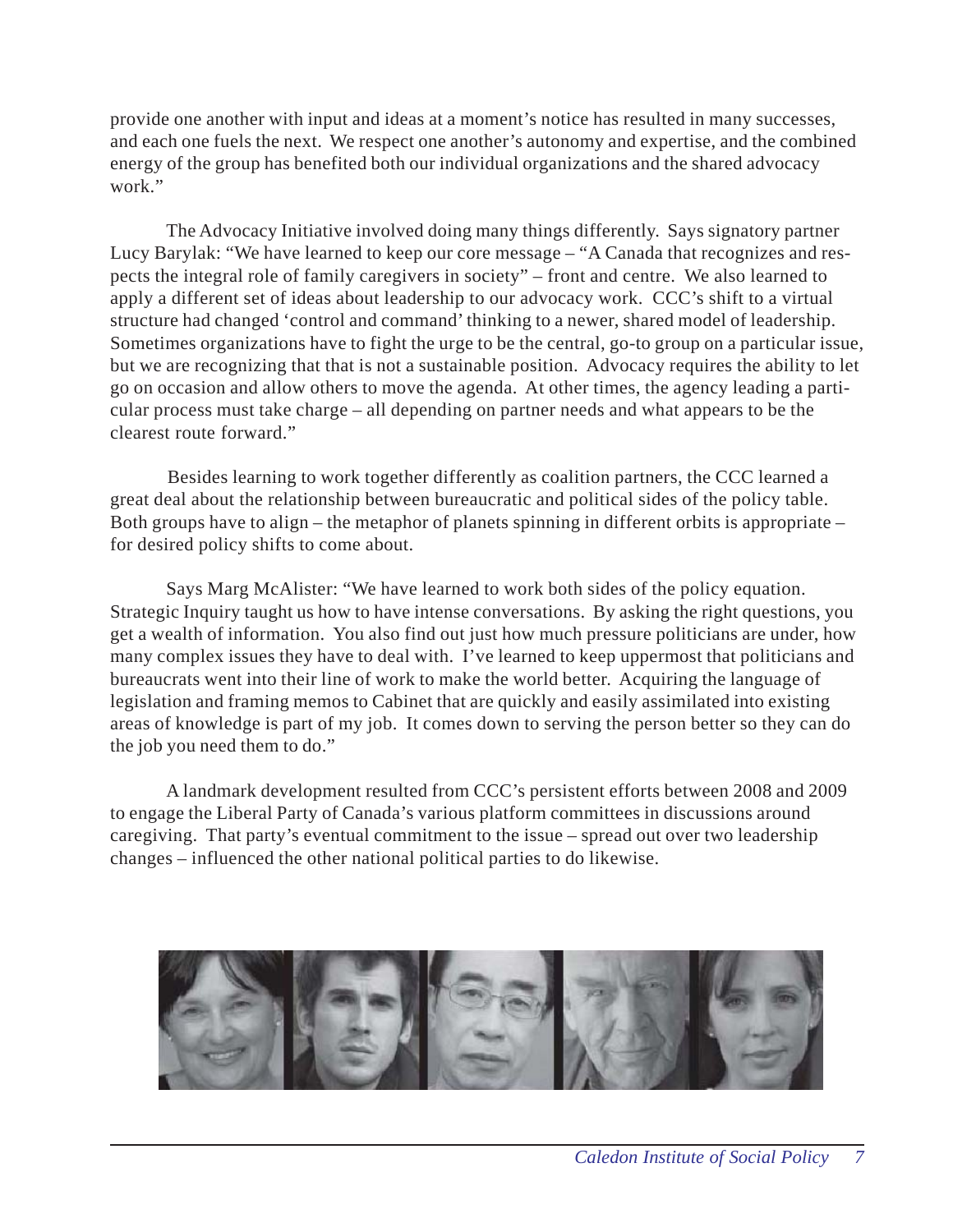provide one another with input and ideas at a moment's notice has resulted in many successes, and each one fuels the next. We respect one another's autonomy and expertise, and the combined energy of the group has benefited both our individual organizations and the shared advocacy work."

The Advocacy Initiative involved doing many things differently. Says signatory partner Lucy Barylak: "We have learned to keep our core message – "A Canada that recognizes and respects the integral role of family caregivers in society" – front and centre. We also learned to apply a different set of ideas about leadership to our advocacy work. CCC's shift to a virtual structure had changed 'control and command' thinking to a newer, shared model of leadership. Sometimes organizations have to fight the urge to be the central, go-to group on a particular issue, but we are recognizing that that is not a sustainable position. Advocacy requires the ability to let go on occasion and allow others to move the agenda. At other times, the agency leading a particular process must take charge – all depending on partner needs and what appears to be the clearest route forward."

Besides learning to work together differently as coalition partners, the CCC learned a great deal about the relationship between bureaucratic and political sides of the policy table. Both groups have to align – the metaphor of planets spinning in different orbits is appropriate – for desired policy shifts to come about.

Says Marg McAlister: "We have learned to work both sides of the policy equation. Strategic Inquiry taught us how to have intense conversations. By asking the right questions, you get a wealth of information. You also find out just how much pressure politicians are under, how many complex issues they have to deal with. I've learned to keep uppermost that politicians and bureaucrats went into their line of work to make the world better. Acquiring the language of legislation and framing memos to Cabinet that are quickly and easily assimilated into existing areas of knowledge is part of my job. It comes down to serving the person better so they can do the job you need them to do."

A landmark development resulted from CCC's persistent efforts between 2008 and 2009 to engage the Liberal Party of Canada's various platform committees in discussions around caregiving. That party's eventual commitment to the issue – spread out over two leadership changes – influenced the other national political parties to do likewise.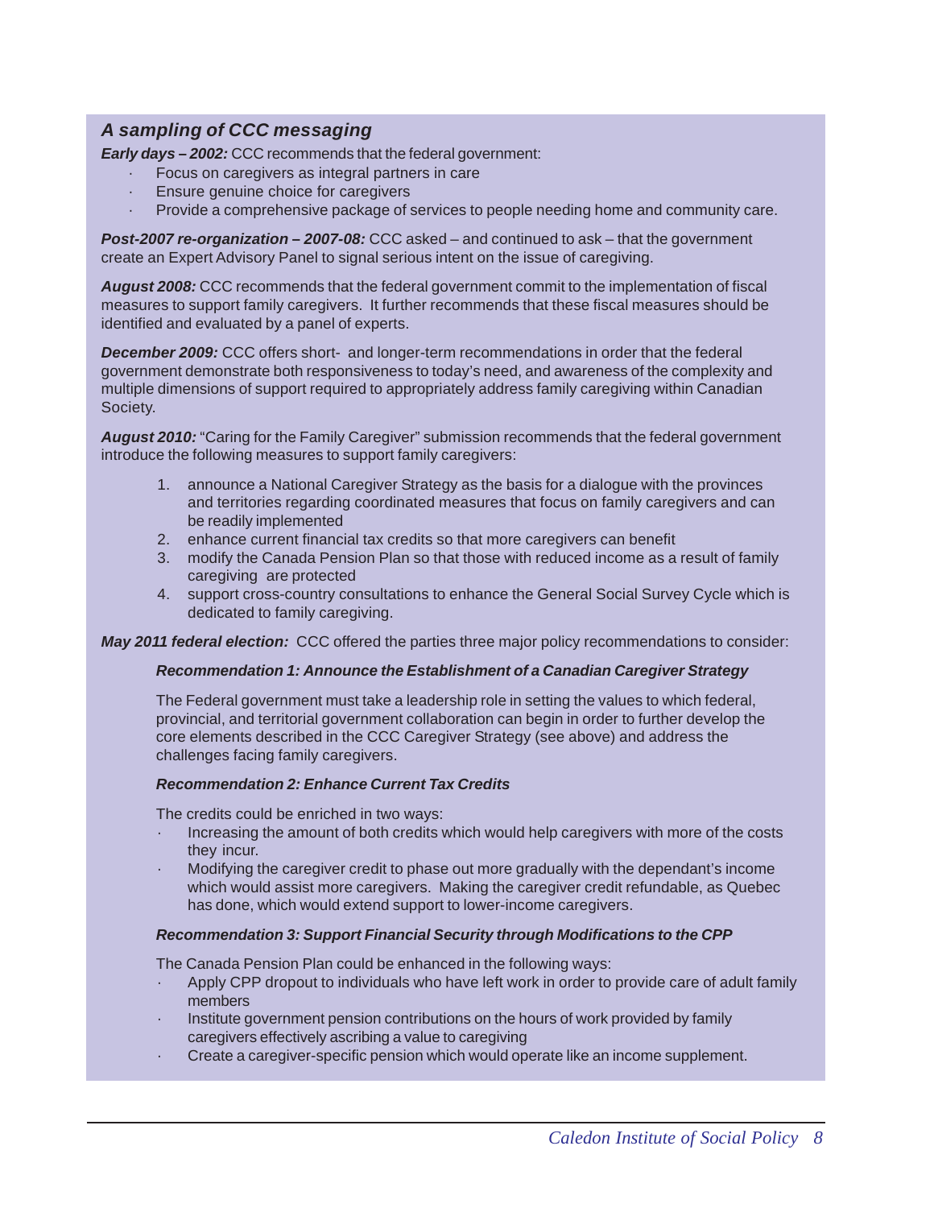### *A sampling of CCC messaging*

***Early days – 2002:*** CCC recommends that the federal government:

- Focus on caregivers as integral partners in care
- Ensure genuine choice for caregivers
- Provide a comprehensive package of services to people needing home and community care.

***Post-2007 re-organization – 2007-08:*** CCC asked – and continued to ask – that the government create an Expert Advisory Panel to signal serious intent on the issue of caregiving.

***August 2008:*** CCC recommends that the federal government commit to the implementation of fiscal measures to support family caregivers. It further recommends that these fiscal measures should be identified and evaluated by a panel of experts.

***December 2009:*** CCC offers short- and longer-term recommendations in order that the federal government demonstrate both responsiveness to today's need, and awareness of the complexity and multiple dimensions of support required to appropriately address family caregiving within Canadian Society.

***August 2010:*** "Caring for the Family Caregiver" submission recommends that the federal government introduce the following measures to support family caregivers:

1. announce a National Caregiver Strategy as the basis for a dialogue with the provinces and territories regarding coordinated measures that focus on family caregivers and can be readily implemented
2. enhance current financial tax credits so that more caregivers can benefit
3. modify the Canada Pension Plan so that those with reduced income as a result of family caregiving are protected
4. support cross-country consultations to enhance the General Social Survey Cycle which is dedicated to family caregiving.

***May 2011 federal election:*** CCC offered the parties three major policy recommendations to consider:

***Recommendation 1: Announce the Establishment of a Canadian Caregiver Strategy***

The Federal government must take a leadership role in setting the values to which federal, provincial, and territorial government collaboration can begin in order to further develop the core elements described in the CCC Caregiver Strategy (see above) and address the challenges facing family caregivers.

***Recommendation 2: Enhance Current Tax Credits***

The credits could be enriched in two ways:

- Increasing the amount of both credits which would help caregivers with more of the costs they incur.
- Modifying the caregiver credit to phase out more gradually with the dependant's income which would assist more caregivers. Making the caregiver credit refundable, as Quebec has done, which would extend support to lower-income caregivers.

***Recommendation 3: Support Financial Security through Modifications to the CPP***

The Canada Pension Plan could be enhanced in the following ways:

- Apply CPP dropout to individuals who have left work in order to provide care of adult family members
- Institute government pension contributions on the hours of work provided by family caregivers effectively ascribing a value to caregiving
- Create a caregiver-specific pension which would operate like an income supplement.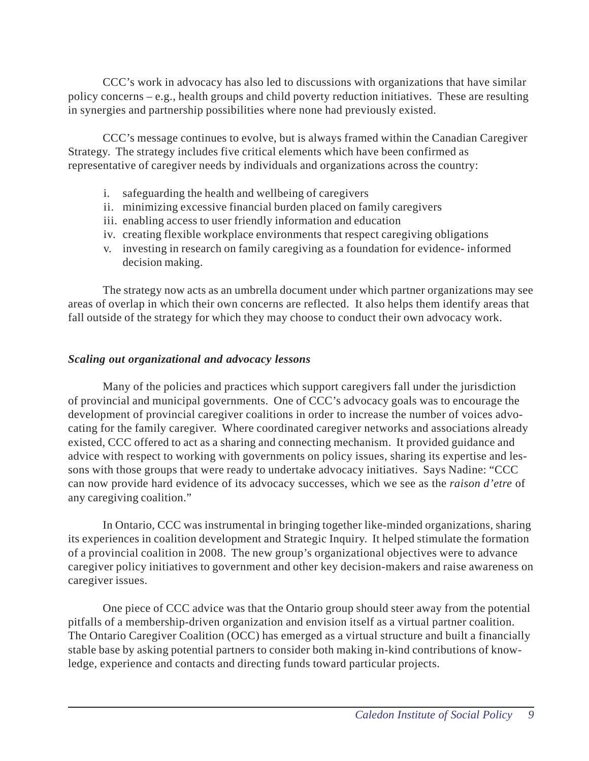CCC's work in advocacy has also led to discussions with organizations that have similar policy concerns – e.g., health groups and child poverty reduction initiatives. These are resulting in synergies and partnership possibilities where none had previously existed.

CCC's message continues to evolve, but is always framed within the Canadian Caregiver Strategy. The strategy includes five critical elements which have been confirmed as representative of caregiver needs by individuals and organizations across the country:

i. safeguarding the health and wellbeing of caregivers
ii. minimizing excessive financial burden placed on family caregivers
iii. enabling access to user friendly information and education
iv. creating flexible workplace environments that respect caregiving obligations
v. investing in research on family caregiving as a foundation for evidence- informed decision making.

The strategy now acts as an umbrella document under which partner organizations may see areas of overlap in which their own concerns are reflected. It also helps them identify areas that fall outside of the strategy for which they may choose to conduct their own advocacy work.

***Scaling out organizational and advocacy lessons***

Many of the policies and practices which support caregivers fall under the jurisdiction of provincial and municipal governments. One of CCC's advocacy goals was to encourage the development of provincial caregiver coalitions in order to increase the number of voices advocating for the family caregiver. Where coordinated caregiver networks and associations already existed, CCC offered to act as a sharing and connecting mechanism. It provided guidance and advice with respect to working with governments on policy issues, sharing its expertise and lessons with those groups that were ready to undertake advocacy initiatives. Says Nadine: "CCC can now provide hard evidence of its advocacy successes, which we see as the *raison d'etre* of any caregiving coalition."

In Ontario, CCC was instrumental in bringing together like-minded organizations, sharing its experiences in coalition development and Strategic Inquiry. It helped stimulate the formation of a provincial coalition in 2008. The new group's organizational objectives were to advance caregiver policy initiatives to government and other key decision-makers and raise awareness on caregiver issues.

One piece of CCC advice was that the Ontario group should steer away from the potential pitfalls of a membership-driven organization and envision itself as a virtual partner coalition. The Ontario Caregiver Coalition (OCC) has emerged as a virtual structure and built a financially stable base by asking potential partners to consider both making in-kind contributions of knowledge, experience and contacts and directing funds toward particular projects.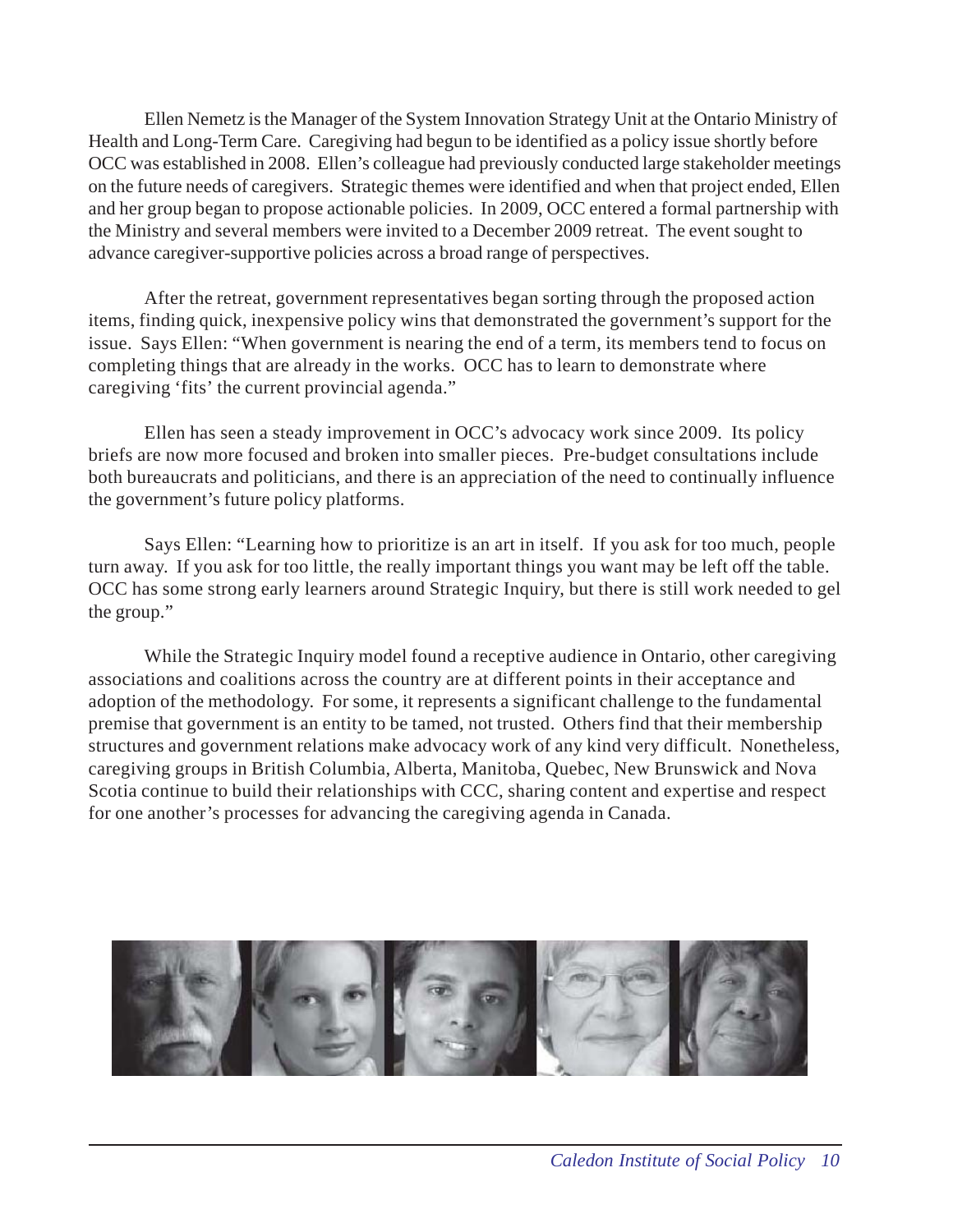Ellen Nemetz is the Manager of the System Innovation Strategy Unit at the Ontario Ministry of Health and Long-Term Care. Caregiving had begun to be identified as a policy issue shortly before OCC was established in 2008. Ellen's colleague had previously conducted large stakeholder meetings on the future needs of caregivers. Strategic themes were identified and when that project ended, Ellen and her group began to propose actionable policies. In 2009, OCC entered a formal partnership with the Ministry and several members were invited to a December 2009 retreat. The event sought to advance caregiver-supportive policies across a broad range of perspectives.

After the retreat, government representatives began sorting through the proposed action items, finding quick, inexpensive policy wins that demonstrated the government's support for the issue. Says Ellen: "When government is nearing the end of a term, its members tend to focus on completing things that are already in the works. OCC has to learn to demonstrate where caregiving 'fits' the current provincial agenda."

Ellen has seen a steady improvement in OCC's advocacy work since 2009. Its policy briefs are now more focused and broken into smaller pieces. Pre-budget consultations include both bureaucrats and politicians, and there is an appreciation of the need to continually influence the government's future policy platforms.

Says Ellen: "Learning how to prioritize is an art in itself. If you ask for too much, people turn away. If you ask for too little, the really important things you want may be left off the table. OCC has some strong early learners around Strategic Inquiry, but there is still work needed to gel the group."

While the Strategic Inquiry model found a receptive audience in Ontario, other caregiving associations and coalitions across the country are at different points in their acceptance and adoption of the methodology. For some, it represents a significant challenge to the fundamental premise that government is an entity to be tamed, not trusted. Others find that their membership structures and government relations make advocacy work of any kind very difficult. Nonetheless, caregiving groups in British Columbia, Alberta, Manitoba, Quebec, New Brunswick and Nova Scotia continue to build their relationships with CCC, sharing content and expertise and respect for one another's processes for advancing the caregiving agenda in Canada.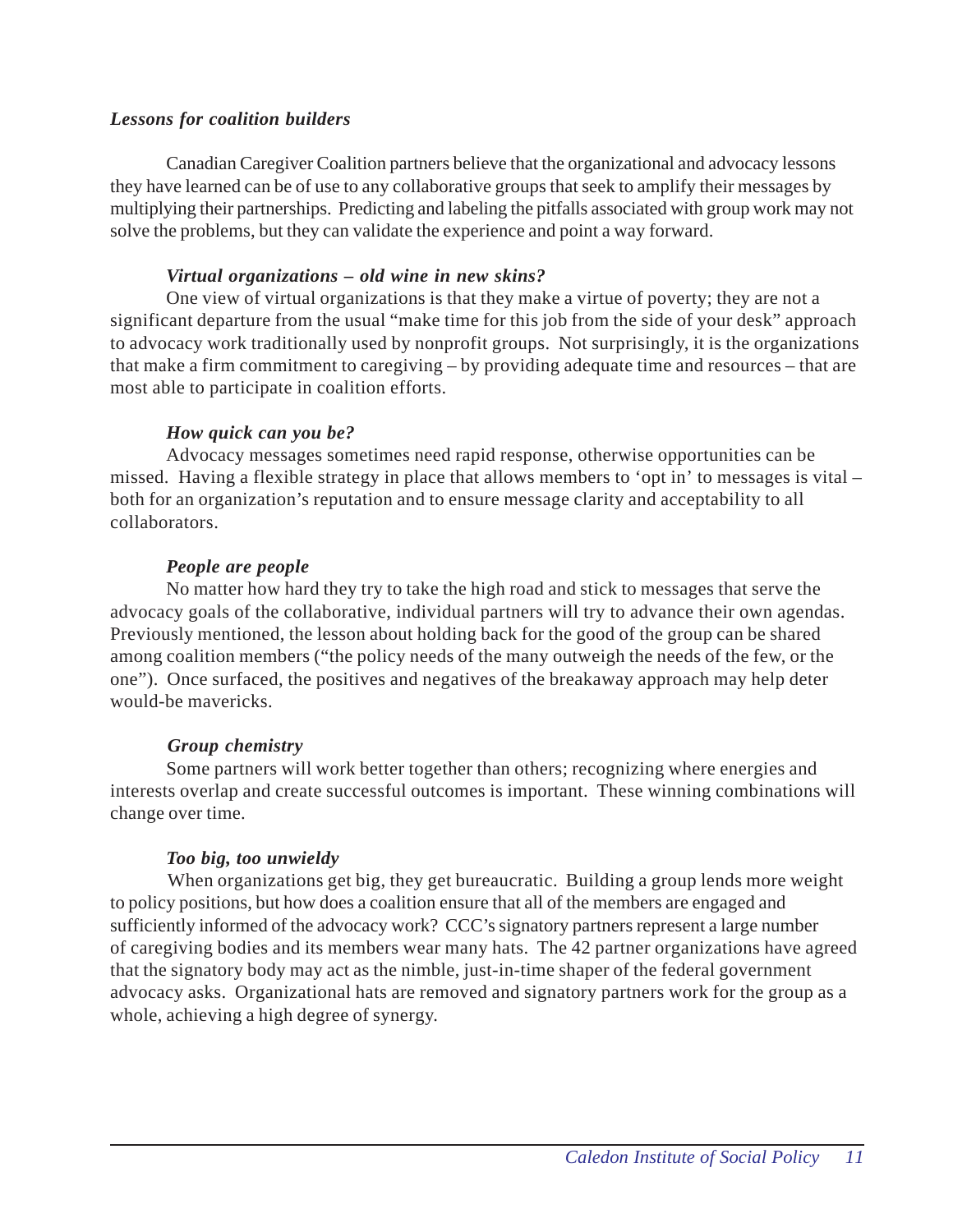### *Lessons for coalition builders*

Canadian Caregiver Coalition partners believe that the organizational and advocacy lessons they have learned can be of use to any collaborative groups that seek to amplify their messages by multiplying their partnerships. Predicting and labeling the pitfalls associated with group work may not solve the problems, but they can validate the experience and point a way forward.

#### *Virtual organizations – old wine in new skins?*

One view of virtual organizations is that they make a virtue of poverty; they are not a significant departure from the usual "make time for this job from the side of your desk" approach to advocacy work traditionally used by nonprofit groups. Not surprisingly, it is the organizations that make a firm commitment to caregiving – by providing adequate time and resources – that are most able to participate in coalition efforts.

#### *How quick can you be?*

Advocacy messages sometimes need rapid response, otherwise opportunities can be missed. Having a flexible strategy in place that allows members to 'opt in' to messages is vital – both for an organization's reputation and to ensure message clarity and acceptability to all collaborators.

#### *People are people*

No matter how hard they try to take the high road and stick to messages that serve the advocacy goals of the collaborative, individual partners will try to advance their own agendas. Previously mentioned, the lesson about holding back for the good of the group can be shared among coalition members ("the policy needs of the many outweigh the needs of the few, or the one"). Once surfaced, the positives and negatives of the breakaway approach may help deter would-be mavericks.

#### *Group chemistry*

Some partners will work better together than others; recognizing where energies and interests overlap and create successful outcomes is important. These winning combinations will change over time.

#### *Too big, too unwieldy*

When organizations get big, they get bureaucratic. Building a group lends more weight to policy positions, but how does a coalition ensure that all of the members are engaged and sufficiently informed of the advocacy work? CCC's signatory partners represent a large number of caregiving bodies and its members wear many hats. The 42 partner organizations have agreed that the signatory body may act as the nimble, just-in-time shaper of the federal government advocacy asks. Organizational hats are removed and signatory partners work for the group as a whole, achieving a high degree of synergy.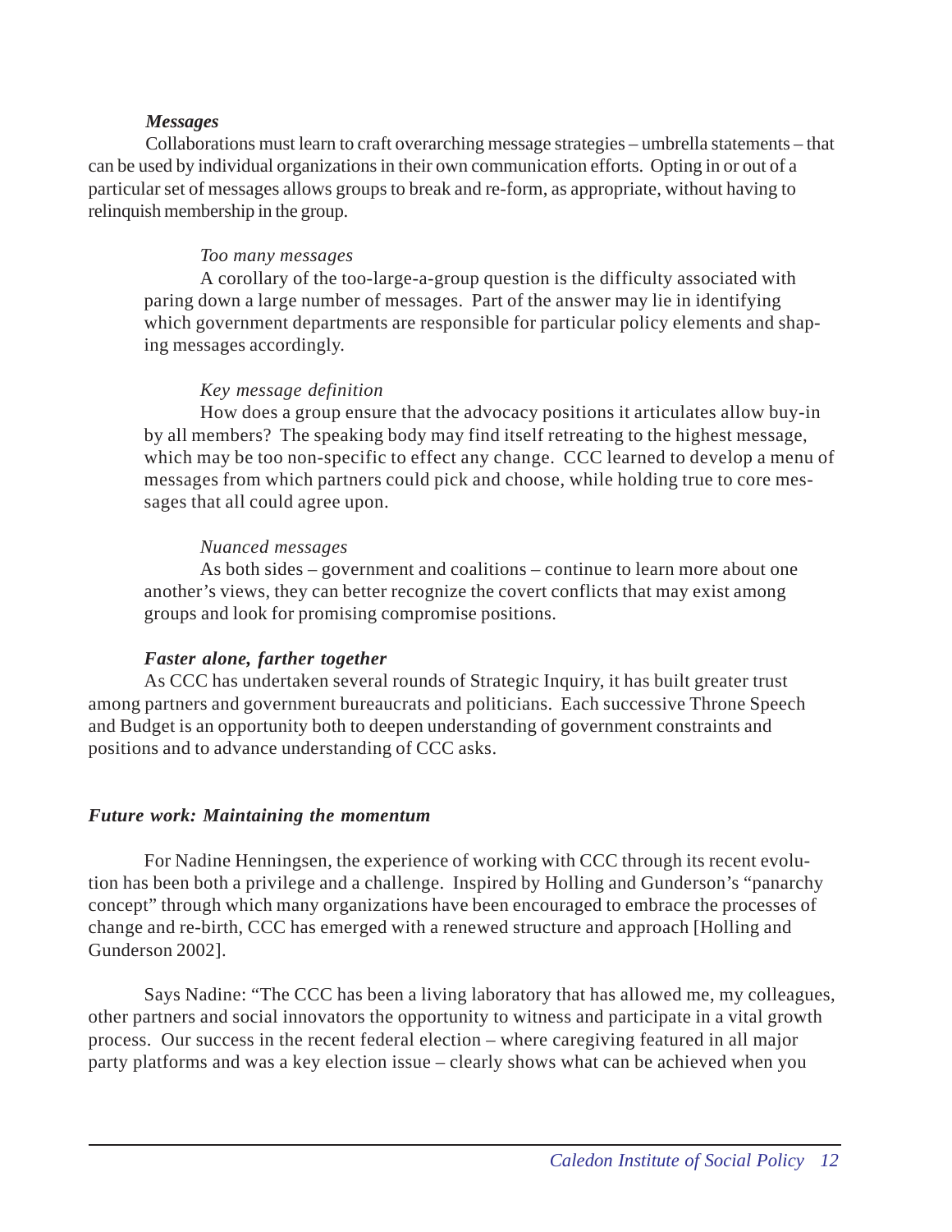***Messages***

Collaborations must learn to craft overarching message strategies – umbrella statements – that can be used by individual organizations in their own communication efforts. Opting in or out of a particular set of messages allows groups to break and re-form, as appropriate, without having to relinquish membership in the group.

> *Too many messages*
>
> A corollary of the too-large-a-group question is the difficulty associated with paring down a large number of messages. Part of the answer may lie in identifying which government departments are responsible for particular policy elements and shaping messages accordingly.
>
> *Key message definition*
>
> How does a group ensure that the advocacy positions it articulates allow buy-in by all members? The speaking body may find itself retreating to the highest message, which may be too non-specific to effect any change. CCC learned to develop a menu of messages from which partners could pick and choose, while holding true to core messages that all could agree upon.
>
> *Nuanced messages*
>
> As both sides – government and coalitions – continue to learn more about one another's views, they can better recognize the covert conflicts that may exist among groups and look for promising compromise positions.

***Faster alone, farther together***

As CCC has undertaken several rounds of Strategic Inquiry, it has built greater trust among partners and government bureaucrats and politicians. Each successive Throne Speech and Budget is an opportunity both to deepen understanding of government constraints and positions and to advance understanding of CCC asks.

## ***Future work: Maintaining the momentum***

For Nadine Henningsen, the experience of working with CCC through its recent evolution has been both a privilege and a challenge. Inspired by Holling and Gunderson's "panarchy concept" through which many organizations have been encouraged to embrace the processes of change and re-birth, CCC has emerged with a renewed structure and approach [Holling and Gunderson 2002].

Says Nadine: "The CCC has been a living laboratory that has allowed me, my colleagues, other partners and social innovators the opportunity to witness and participate in a vital growth process. Our success in the recent federal election – where caregiving featured in all major party platforms and was a key election issue – clearly shows what can be achieved when you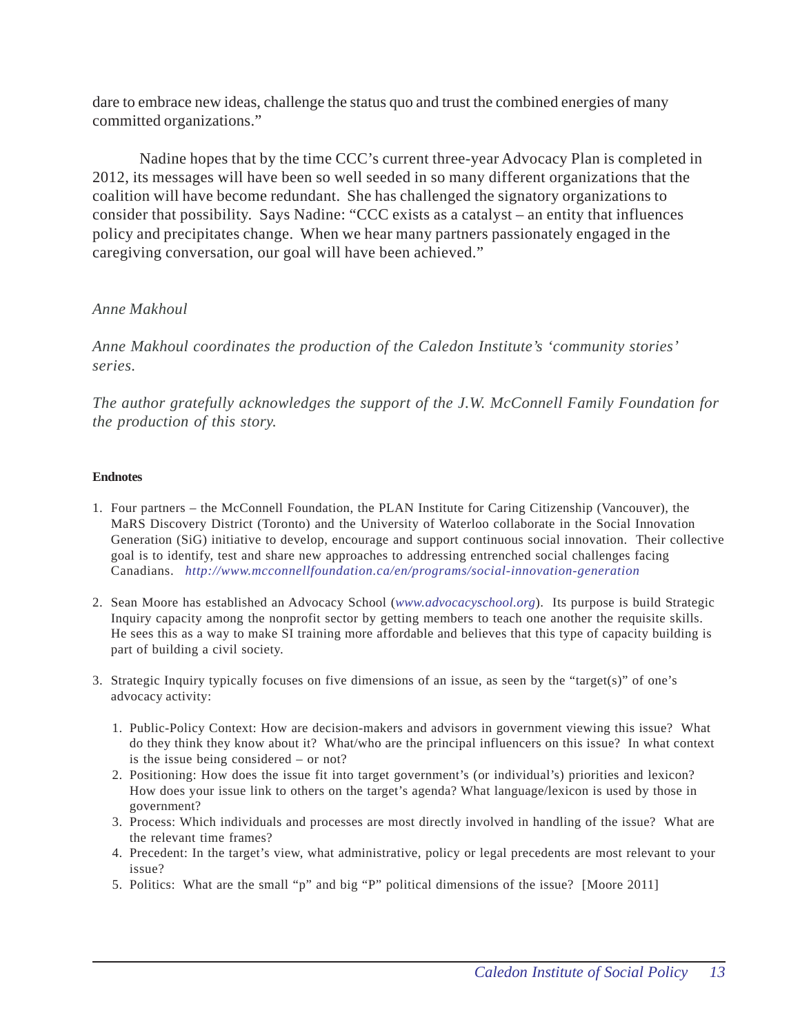dare to embrace new ideas, challenge the status quo and trust the combined energies of many committed organizations."

Nadine hopes that by the time CCC's current three-year Advocacy Plan is completed in 2012, its messages will have been so well seeded in so many different organizations that the coalition will have become redundant. She has challenged the signatory organizations to consider that possibility. Says Nadine: "CCC exists as a catalyst – an entity that influences policy and precipitates change. When we hear many partners passionately engaged in the caregiving conversation, our goal will have been achieved."

*Anne Makhoul*

*Anne Makhoul coordinates the production of the Caledon Institute's 'community stories' series.*

*The author gratefully acknowledges the support of the J.W. McConnell Family Foundation for the production of this story.*

**Endnotes**

1. Four partners – the McConnell Foundation, the PLAN Institute for Caring Citizenship (Vancouver), the MaRS Discovery District (Toronto) and the University of Waterloo collaborate in the Social Innovation Generation (SiG) initiative to develop, encourage and support continuous social innovation. Their collective goal is to identify, test and share new approaches to addressing entrenched social challenges facing Canadians. *http://www.mcconnellfoundation.ca/en/programs/social-innovation-generation*

2. Sean Moore has established an Advocacy School (*www.advocacyschool.org*). Its purpose is build Strategic Inquiry capacity among the nonprofit sector by getting members to teach one another the requisite skills. He sees this as a way to make SI training more affordable and believes that this type of capacity building is part of building a civil society.

3. Strategic Inquiry typically focuses on five dimensions of an issue, as seen by the "target(s)" of one's advocacy activity:

    1. Public-Policy Context: How are decision-makers and advisors in government viewing this issue? What do they think they know about it? What/who are the principal influencers on this issue? In what context is the issue being considered – or not?
    2. Positioning: How does the issue fit into target government's (or individual's) priorities and lexicon? How does your issue link to others on the target's agenda? What language/lexicon is used by those in government?
    3. Process: Which individuals and processes are most directly involved in handling of the issue? What are the relevant time frames?
    4. Precedent: In the target's view, what administrative, policy or legal precedents are most relevant to your issue?
    5. Politics: What are the small "p" and big "P" political dimensions of the issue? [Moore 2011]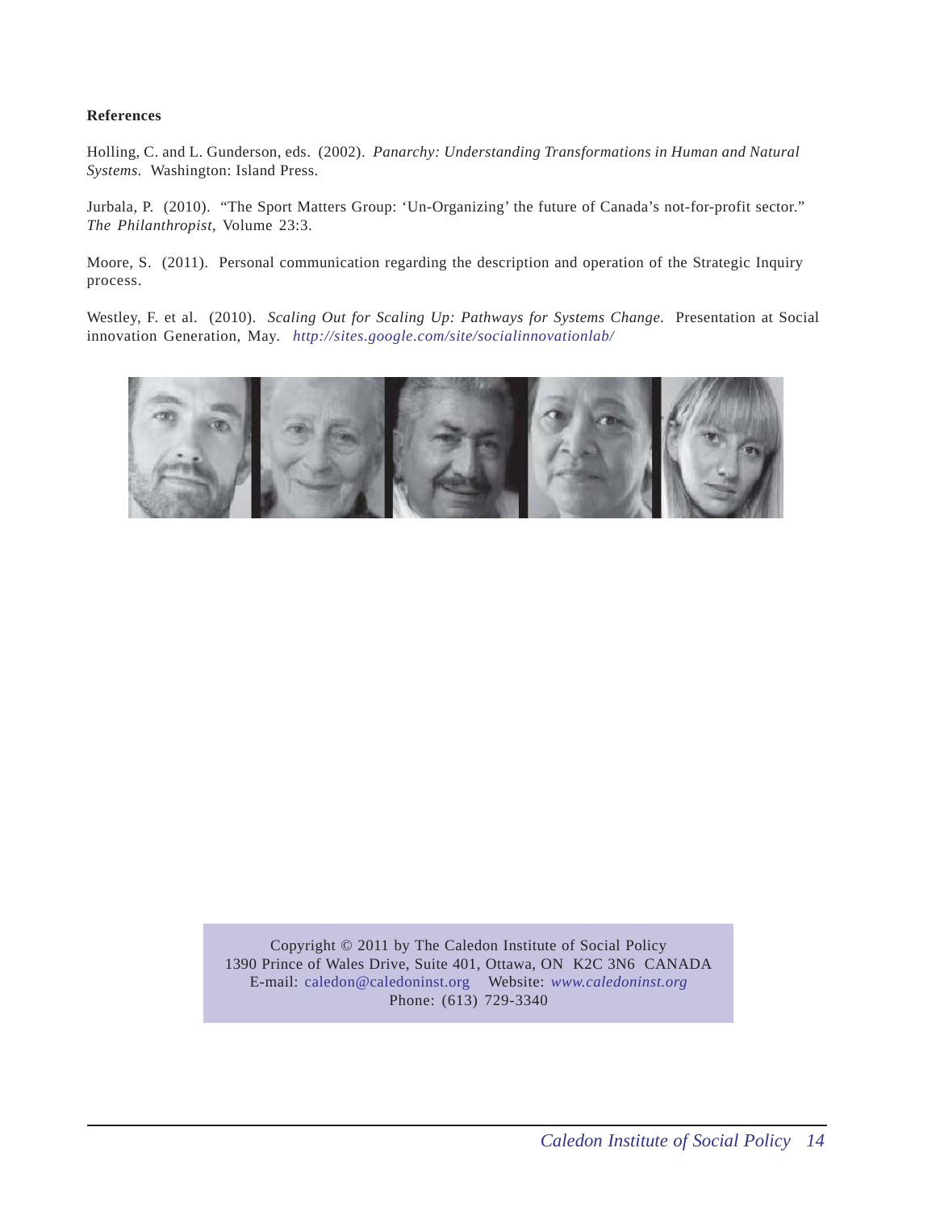**References**

Holling, C. and L. Gunderson, eds. (2002). *Panarchy: Understanding Transformations in Human and Natural Systems.* Washington: Island Press.

Jurbala, P. (2010). "The Sport Matters Group: 'Un-Organizing' the future of Canada's not-for-profit sector." *The Philanthropist,* Volume 23:3.

Moore, S. (2011). Personal communication regarding the description and operation of the Strategic Inquiry process.

Westley, F. et al. (2010). *Scaling Out for Scaling Up: Pathways for Systems Change.* Presentation at Social innovation Generation, May. *http://sites.google.com/site/socialinnovationlab/*

Copyright © 2011 by The Caledon Institute of Social Policy
1390 Prince of Wales Drive, Suite 401, Ottawa, ON K2C 3N6 CANADA
E-mail: caledon@caledoninst.org Website: *www.caledoninst.org*
Phone: (613) 729-3340